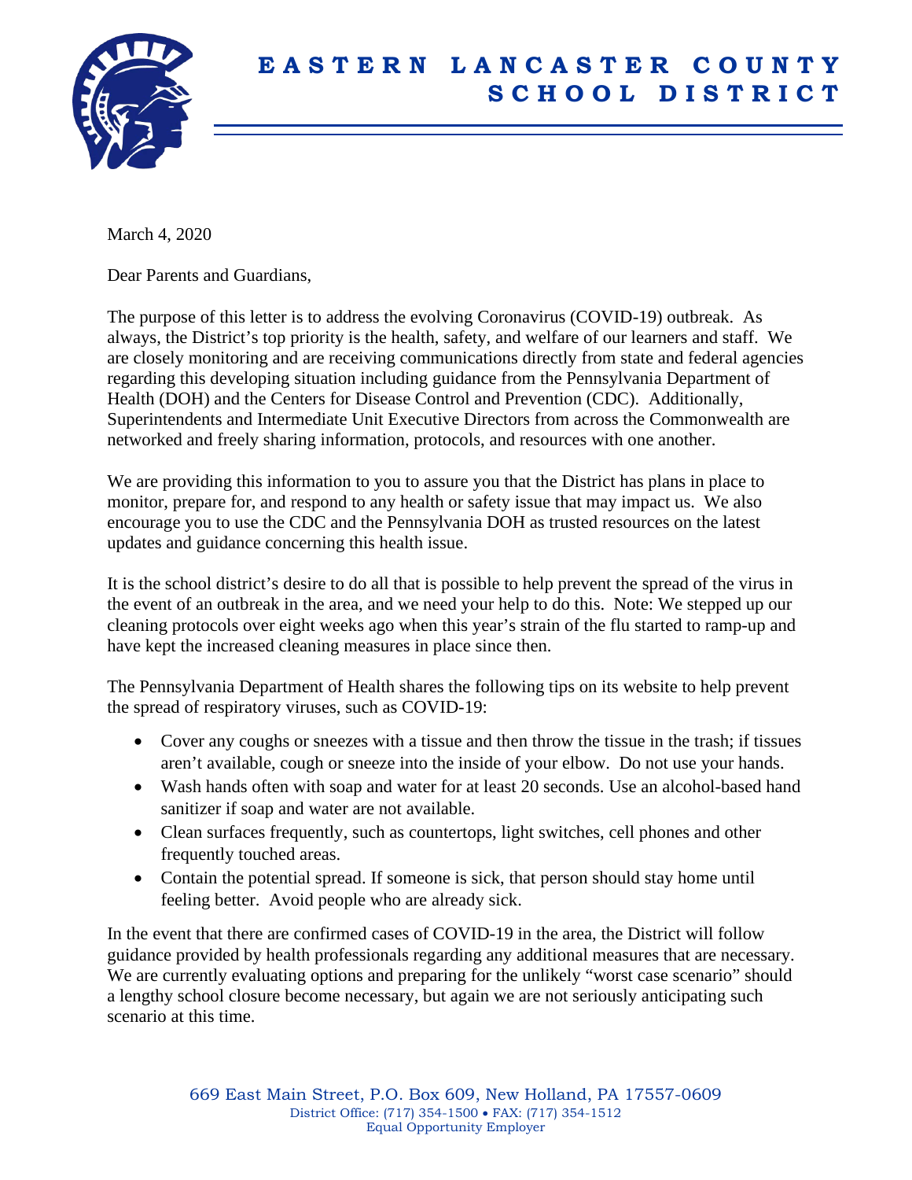# EASTERN LANCASTER COUNTY SCHOOL DISTRICT

March 4, 2020

Dear Parents and Guardians,

The purpose of this letter is to address the evolving Coronavirus (COVID-19) outbreak. As always, the District's top priority is the health, safety, and welfare of our learners and staff. We are closely monitoring and are receiving communications directly from state and federal agencies regarding this developing situation including guidance from the Pennsylvania Department of Health (DOH) and the Centers for Disease Control and Prevention (CDC). Additionally, Superintendents and Intermediate Unit Executive Directors from across the Commonwealth are networked and freely sharing information, protocols, and resources with one another.

We are providing this information to you to assure you that the District has plans in place to monitor, prepare for, and respond to any health or safety issue that may impact us. We also encourage you to use the CDC and the Pennsylvania DOH as trusted resources on the latest updates and guidance concerning this health issue.

It is the school district's desire to do all that is possible to help prevent the spread of the virus in the event of an outbreak in the area, and we need your help to do this. Note: We stepped up our cleaning protocols over eight weeks ago when this year's strain of the flu started to ramp-up and have kept the increased cleaning measures in place since then.

The Pennsylvania Department of Health shares the following tips on its website to help prevent the spread of respiratory viruses, such as COVID-19:

- Cover any coughs or sneezes with a tissue and then throw the tissue in the trash; if tissues aren't available, cough or sneeze into the inside of your elbow. Do not use your hands.
- Wash hands often with soap and water for at least 20 seconds. Use an alcohol-based hand sanitizer if soap and water are not available.
- Clean surfaces frequently, such as countertops, light switches, cell phones and other frequently touched areas.
- Contain the potential spread. If someone is sick, that person should stay home until feeling better. Avoid people who are already sick.

In the event that there are confirmed cases of COVID-19 in the area, the District will follow guidance provided by health professionals regarding any additional measures that are necessary. We are currently evaluating options and preparing for the unlikely "worst case scenario" should a lengthy school closure become necessary, but again we are not seriously anticipating such scenario at this time.

669 East Main Street, P.O. Box 609, New Holland, PA 17557-0609
District Office: (717) 354-1500 • FAX: (717) 354-1512
Equal Opportunity Employer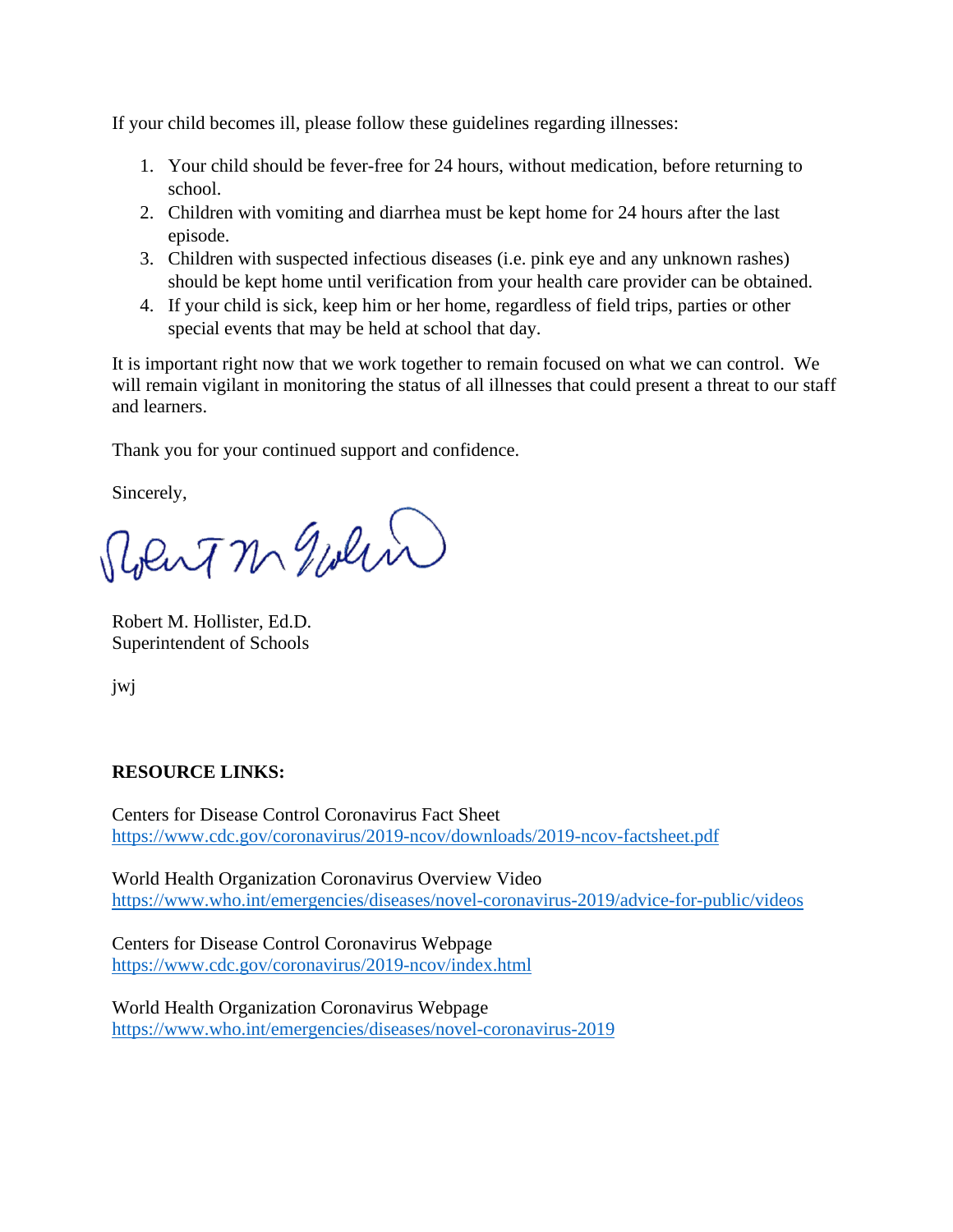If your child becomes ill, please follow these guidelines regarding illnesses:

1. Your child should be fever-free for 24 hours, without medication, before returning to school.
2. Children with vomiting and diarrhea must be kept home for 24 hours after the last episode.
3. Children with suspected infectious diseases (i.e. pink eye and any unknown rashes) should be kept home until verification from your health care provider can be obtained.
4. If your child is sick, keep him or her home, regardless of field trips, parties or other special events that may be held at school that day.

It is important right now that we work together to remain focused on what we can control. We will remain vigilant in monitoring the status of all illnesses that could present a threat to our staff and learners.

Thank you for your continued support and confidence.

Sincerely,

Robert M. Hollister, Ed.D.
Superintendent of Schools

jwj

**RESOURCE LINKS:**

Centers for Disease Control Coronavirus Fact Sheet
https://www.cdc.gov/coronavirus/2019-ncov/downloads/2019-ncov-factsheet.pdf

World Health Organization Coronavirus Overview Video
https://www.who.int/emergencies/diseases/novel-coronavirus-2019/advice-for-public/videos

Centers for Disease Control Coronavirus Webpage
https://www.cdc.gov/coronavirus/2019-ncov/index.html

World Health Organization Coronavirus Webpage
https://www.who.int/emergencies/diseases/novel-coronavirus-2019